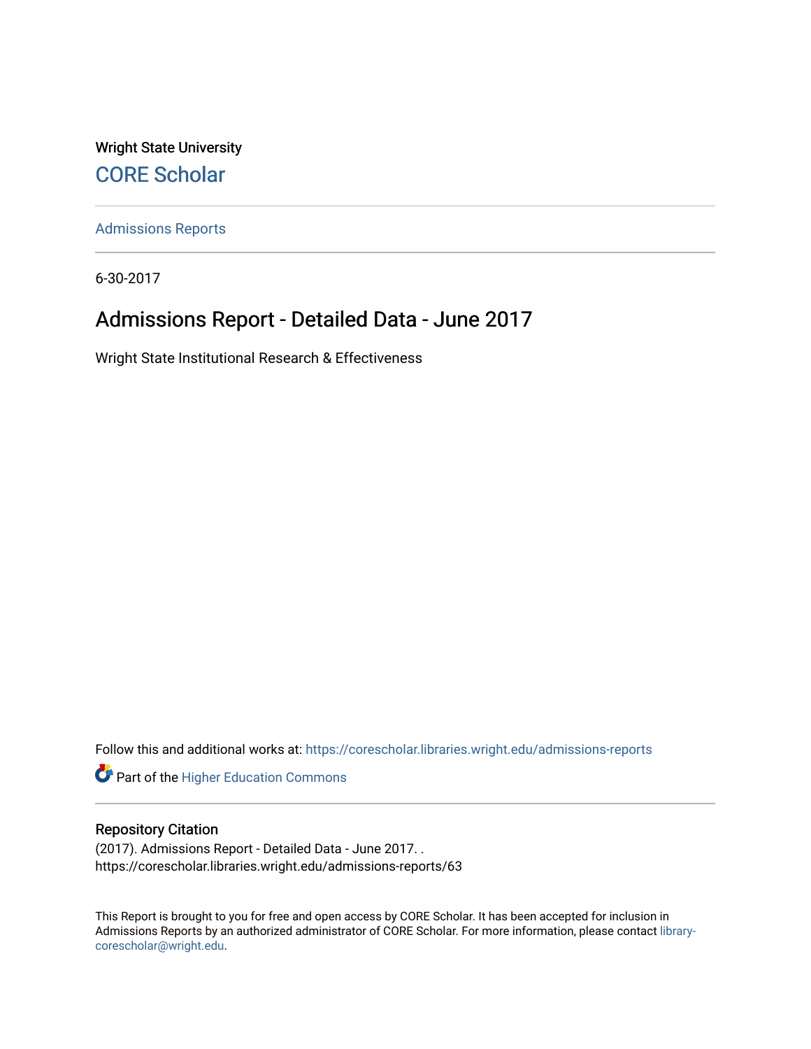Wright State University

CORE Scholar

Admissions Reports

6-30-2017

# Admissions Report - Detailed Data - June 2017

Wright State Institutional Research & Effectiveness

Follow this and additional works at: https://corescholar.libraries.wright.edu/admissions-reports

Part of the Higher Education Commons

## Repository Citation

(2017). Admissions Report - Detailed Data - June 2017. .
https://corescholar.libraries.wright.edu/admissions-reports/63

This Report is brought to you for free and open access by CORE Scholar. It has been accepted for inclusion in Admissions Reports by an authorized administrator of CORE Scholar. For more information, please contact library-corescholar@wright.edu.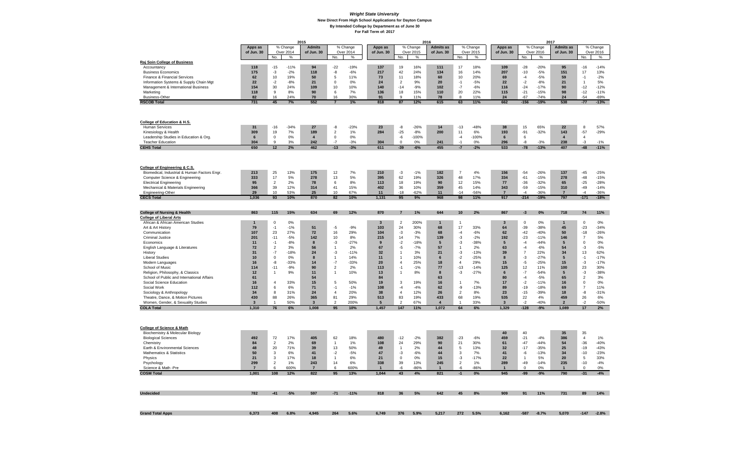# Wright State University

**New Direct From High School Applications for Dayton Campus**
**By Intended College by Department as of June 30**
**For Fall Term of: 2017**

| | 2015 | | | | | | 2016 | | | | | | 2017 | | | | | |
|---|---|---|---|---|---|---|---|---|---|---|---|---|---|---|---|---|---|---|
| | Apps as of Jun. 30 | % Change Over 2014 | | Admits as of Jun. 30 | % Change Over 2014 | | Apps as of Jun. 30 | % Change Over 2015 | | Admits as of Jun. 30 | % Change Over 2015 | | Apps as of Jun. 30 | % Change Over 2016 | | Admits as of Jun. 30 | % Change Over 2016 | |
| | | No. | % | | No. | % | | No. | % | | No. | % | | No. | % | | No. | % |
| **Raj Soin College of Business** | | | | | | | | | | | | | | | | | | |
| Accountancy | 118 | -15 | -11% | 94 | -22 | -19% | 137 | 19 | 16% | 111 | 17 | 18% | 109 | -28 | -20% | 95 | -16 | -14% |
| Business Economics | 175 | -3 | -2% | 118 | -8 | -6% | 217 | 42 | 24% | 134 | 16 | 14% | 207 | -10 | -5% | 151 | 17 | 13% |
| Finance & Financial Services | 62 | 10 | 19% | 50 | 5 | 11% | 73 | 11 | 18% | 60 | 10 | 20% | 69 | -4 | -5% | 59 | -1 | -2% |
| Information Systems & Supply Chain Mgt | 22 | -2 | -8% | 21 | 0 | 0% | 24 | 2 | 9% | 20 | -1 | -5% | 22 | -2 | -8% | 21 | 1 | 5% |
| Management & International Business | 154 | 30 | 24% | 109 | 10 | 10% | 140 | -14 | -9% | 102 | -7 | -6% | 116 | -24 | -17% | 90 | -12 | -12% |
| Marketing | 118 | 9 | 8% | 90 | 6 | 7% | 136 | 18 | 15% | 110 | 20 | 22% | 115 | -21 | -15% | 98 | -12 | -11% |
| Business-Other | 82 | 16 | 24% | 70 | 16 | 30% | 91 | 9 | 11% | 78 | 8 | 11% | 24 | -67 | -74% | 24 | -54 | -69% |
| **RSCOB Total** | **731** | **45** | **7%** | **552** | **7** | **1%** | **818** | **87** | **12%** | **615** | **63** | **11%** | **662** | **-156** | **-19%** | **538** | **-77** | **-13%** |
| **College of Education & H.S.** | | | | | | | | | | | | | | | | | | |
| Human Services | 31 | -16 | -34% | 27 | -8 | -23% | 23 | -8 | -26% | 14 | -13 | -48% | 38 | 15 | 65% | 22 | 8 | 57% |
| Kinesiology & Health | 309 | 19 | 7% | 189 | 2 | 1% | 284 | -25 | -8% | 200 | 11 | 6% | 193 | -91 | -32% | 143 | -57 | -29% |
| Leadership Studies in Education & Org. | 6 | 0 | 0% | 4 | 0 | 0% | | -6 | -100% | | -4 | -100% | 6 | 6 | | 4 | 4 | |
| Teacher Education | 304 | 9 | 3% | 242 | -7 | -3% | 304 | 0 | 0% | 241 | -1 | 0% | 296 | -8 | -3% | 238 | -3 | -1% |
| **CEHS Total** | **650** | **12** | **2%** | **462** | **-13** | **-3%** | **611** | **-39** | **-6%** | **455** | **-7** | **-2%** | **533** | **-78** | **-13%** | **407** | **-48** | **-11%** |
| **College of Engineering & C.S.** | | | | | | | | | | | | | | | | | | |
| Biomedical, Industrial & Human Factors Engr. | 213 | 25 | 13% | 175 | 12 | 7% | 210 | -3 | -1% | 182 | 7 | 4% | 156 | -54 | -26% | 137 | -45 | -25% |
| Computer Science & Engineering | 333 | 17 | 5% | 278 | 13 | 5% | 395 | 62 | 19% | 326 | 48 | 17% | 334 | -61 | -15% | 278 | -48 | -15% |
| Electrical Engineering | 95 | 2 | 2% | 78 | 6 | 8% | 113 | 18 | 19% | 90 | 12 | 15% | 77 | -36 | -32% | 65 | -25 | -28% |
| Mechanical & Materials Engineering | 366 | 39 | 12% | 314 | 41 | 15% | 402 | 36 | 10% | 359 | 45 | 14% | 343 | -59 | -15% | 310 | -49 | -14% |
| Engineering-Other | 29 | 10 | 53% | 25 | 10 | 67% | 11 | -18 | -62% | 11 | -14 | -56% | 7 | -4 | -36% | 7 | -4 | -36% |
| **CECS Total** | **1,036** | **93** | **10%** | **870** | **82** | **10%** | **1,131** | **95** | **9%** | **968** | **98** | **11%** | **917** | **-214** | **-19%** | **797** | **-171** | **-18%** |
| **College of Nursing & Health** | **863** | **115** | **15%** | **634** | **69** | **12%** | **870** | **7** | **1%** | **644** | **10** | **2%** | **867** | **-3** | **0%** | **718** | **74** | **11%** |
| **College of Liberal Arts** | | | | | | | | | | | | | | | | | | |
| African & African American Studies | 1 | 0 | 0% | | | | 3 | 2 | 200% | 1 | 1 | | 3 | 0 | 0% | 1 | 0 | 0% |
| Art & Art History | 79 | -1 | -1% | 51 | -5 | -9% | 103 | 24 | 30% | 68 | 17 | 33% | 64 | -39 | -38% | 45 | -23 | -34% |
| Communication | 107 | 23 | 27% | 72 | 16 | 29% | 104 | -3 | -3% | 68 | -4 | -6% | 62 | -42 | -40% | 50 | -18 | -26% |
| Criminal Justice | 201 | -11 | -5% | 142 | 10 | 8% | 215 | 14 | 7% | 139 | -3 | -2% | 192 | -23 | -11% | 146 | 7 | 5% |
| Economics | 11 | -1 | -8% | 8 | -3 | -27% | 9 | -2 | -18% | 5 | -3 | -38% | 5 | -4 | -44% | 5 | 0 | 0% |
| English Language & Literatures | 72 | 2 | 3% | 56 | 1 | 2% | 67 | -5 | -7% | 57 | 1 | 2% | 63 | -4 | -6% | 54 | -3 | -5% |
| History | 31 | -7 | -18% | 24 | -3 | -11% | 32 | 1 | 3% | 21 | -3 | -13% | 39 | 7 | 22% | 34 | 13 | 62% |
| Liberal Studies | 10 | 0 | 0% | 8 | 1 | 14% | 11 | 1 | 10% | 6 | -2 | -25% | 8 | -3 | -27% | 5 | -1 | -17% |
| Modern Languages | 16 | -8 | -33% | 14 | -7 | -33% | 20 | 4 | 25% | 18 | 4 | 29% | 15 | -5 | -25% | 15 | -3 | -17% |
| School of Music | 114 | -11 | -9% | 90 | 2 | 2% | 113 | -1 | -1% | 77 | -13 | -14% | 125 | 12 | 11% | 100 | 23 | 30% |
| Religion, Philosophy, & Classics | 12 | 1 | 9% | 11 | 1 | 10% | 13 | 1 | 8% | 8 | -3 | -27% | 6 | -7 | -54% | 5 | -3 | -38% |
| School of Public and International Affairs | 61 | | | 54 | | | 84 | | | 63 | | | 80 | -4 | -5% | 65 | 2 | 3% |
| Social Science Education | 16 | 4 | 33% | 15 | 5 | 50% | 19 | 3 | 19% | 16 | 1 | 7% | 17 | -2 | -11% | 16 | 0 | 0% |
| Social Work | 112 | 6 | 6% | 71 | -1 | -1% | 108 | -4 | -4% | 62 | -9 | -13% | 89 | -19 | -18% | 69 | 7 | 11% |
| Sociology & Anthropology | 34 | 8 | 31% | 24 | 4 | 20% | 38 | 4 | 12% | 26 | 2 | 8% | 23 | -15 | -39% | 18 | -8 | -31% |
| Theatre, Dance, & Motion Pictures | 430 | 88 | 26% | 365 | 81 | 29% | 513 | 83 | 19% | 433 | 68 | 19% | 535 | 22 | 4% | 459 | 26 | 6% |
| Women, Gender, & Sexuality Studies | 3 | 1 | 50% | 3 | 2 | 200% | 5 | 2 | 67% | 4 | 1 | 33% | 3 | -2 | -40% | 2 | -2 | -50% |
| **COLA Total** | **1,310** | **76** | **6%** | **1,008** | **95** | **10%** | **1,457** | **147** | **11%** | **1,072** | **64** | **6%** | **1,329** | **-128** | **-9%** | **1,089** | **17** | **2%** |
| **College of Science & Math** | | | | | | | | | | | | | | | | | | |
| Biochemistry & Molecular Biology | | | | | | | | | | | | | 40 | 40 | | 35 | 35 | |
| Biological Sciences | 492 | 72 | 17% | 405 | 62 | 18% | 480 | -12 | -2% | 382 | -23 | -6% | 459 | -21 | -4% | 386 | 4 | 1% |
| Chemistry | 84 | 2 | 2% | 69 | 1 | 1% | 108 | 24 | 29% | 90 | 21 | 30% | 61 | -47 | -44% | 54 | -36 | -40% |
| Earth & Environmental Sciences | 48 | 20 | 71% | 39 | 13 | 50% | 49 | 1 | 2% | 44 | 5 | 13% | 32 | -17 | -35% | 25 | -19 | -43% |
| Mathematics & Statistics | 50 | 3 | 6% | 41 | -2 | -5% | 47 | -3 | -6% | 44 | 3 | 7% | 41 | -6 | -13% | 34 | -10 | -23% |
| Physics | 21 | 3 | 17% | 18 | 1 | 6% | 21 | 0 | 0% | 15 | -3 | -17% | 22 | 1 | 5% | 20 | 5 | 33% |
| Psychology | 299 | 2 | 1% | 243 | 14 | 6% | 338 | 39 | 13% | 245 | 2 | 1% | 289 | -49 | -14% | 235 | -10 | -4% |
| Science & Math -Pre | 7 | 6 | 600% | 7 | 6 | 600% | 1 | -6 | -86% | 1 | -6 | -86% | 1 | 0 | 0% | 1 | 0 | 0% |
| **COSM Total** | **1,001** | **108** | **12%** | **822** | **95** | **13%** | **1,044** | **43** | **4%** | **821** | **-1** | **0%** | **945** | **-99** | **-9%** | **790** | **-31** | **-4%** |
| **Undecided** | **782** | **-41** | **-5%** | **597** | **-71** | **-11%** | **818** | **36** | **5%** | **642** | **45** | **8%** | **909** | **91** | **11%** | **731** | **89** | **14%** |
| **Grand Total Apps** | **6,373** | **408** | **6.8%** | **4,945** | **264** | **5.6%** | **6,749** | **376** | **5.9%** | **5,217** | **272** | **5.5%** | **6,162** | **-587** | **-8.7%** | **5,070** | **-147** | **-2.8%** |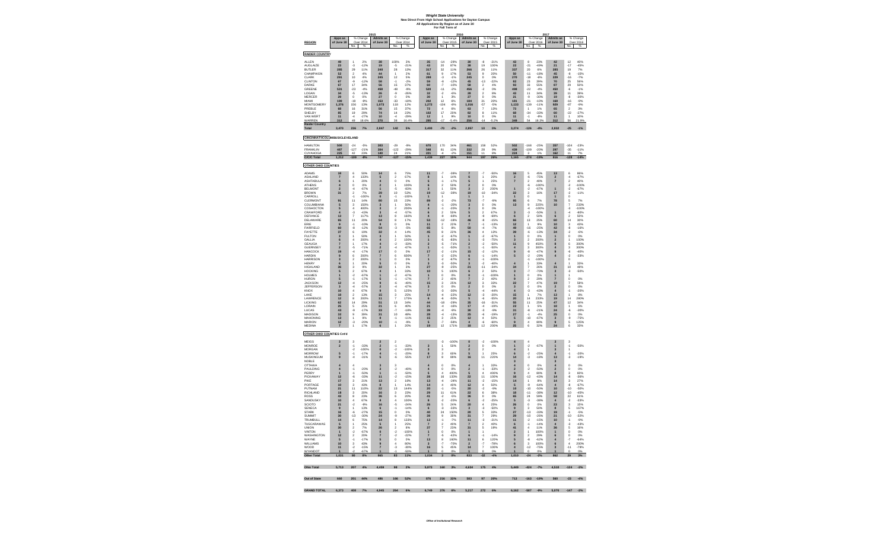# Wright State University

**New Direct From High School Applications for Dayton Campus**
**All Applications By Region as of June 30**
**For Fall Term of**

| REGION | 2015 Apps as of June 30 | % Change Over 2014 No. | % | Admits as of June 30 | % Change Over 2014 No. | % | 2016 Apps as of June 30 | % Change Over 2015 No. | % | Admits as of June 30 | % Change Over 2015 No. | % | 2017 Apps as of June 30 | % Change Over 2016 No. | % | Admits as of June 30 | % Change Over 2016 No. | % |
|---|---|---|---|---|---|---|---|---|---|---|---|---|---|---|---|---|---|---|
| **RAIDER COUNTRY** | | | | | | | | | | | | | | | | | | |
| ALLEN | 49 | 1 | 2% | 38 | 1 | 3% | 35 | -14 | -29% | 30 | -8 | -21% | 43 | 8 | 23% | 42 | 12 | 40% |
| AUGLAIZE | 22 | -3 | -12% | 19 | -5 | -21% | 43 | 20 | 87% | 38 | 19 | 100% | 22 | -21 | -49% | 21 | -17 | -45% |
| BUTLER | 285 | 29 | 11% | 249 | 28 | 13% | 317 | 32 | 11% | 266 | 26 | 11% | 337 | 20 | 6% | 285 | 19 | 7% |
| CHAMPAIGN | 52 | 2 | 4% | 44 | 1 | 2% | 61 | 9 | 17% | 53 | 9 | 20% | 50 | -11 | -18% | 45 | -8 | -15% |
| CLARK | 291 | 10 | 4% | 245 | 12 | 5% | 288 | -3 | -1% | 245 | 0 | 0% | 279 | -18 | -6% | 229 | -16 | -7% |
| CLINTON | 67 | -9 | -12% | 58 | -1 | -2% | 59 | -8 | -12% | 45 | -13 | -22% | 92 | 33 | 39% | 70 | 25 | 56% |
| DARKE | 67 | 17 | 34% | 56 | 15 | 37% | 60 | -7 | -10% | 58 | 2 | 4% | 93 | 33 | 55% | 87 | 29 | 50% |
| GREENE | 531 | -23 | -4% | 458 | -48 | -9% | 520 | -11 | -2% | 456 | -2 | 0% | 498 | -22 | -4% | 450 | -6 | -1% |
| LOGAN | 34 | -5 | -13% | 26 | -9 | -26% | 32 | -2 | -6% | 28 | 2 | 8% | 43 | 11 | 34% | 39 | 11 | 39% |
| MERCER | 29 | 0 | 0% | 27 | 0 | 0% | 30 | 1 | 3% | 27 | 0 | 0% | 21 | -9 | -30% | 19 | -8 | -30% |
| MIAMI | 190 | -19 | -9% | 152 | -32 | -18% | 202 | 12 | 6% | 184 | 31 | 20% | 181 | -21 | -10% | 168 | -16 | -9% |
| MONTGOMERY | 1,376 | 156 | 13% | 1,073 | 118 | 12% | 1,272 | -104 | -8% | 1,016 | -57 | -5% | 1,133 | -139 | -11% | 929 | -87 | -9% |
| PREBLE | 68 | 16 | 31% | 56 | 15 | 37% | 72 | 4 | 6% | 63 | 7 | 13% | 73 | 1 | 1% | 65 | 2 | 3% |
| SHELBY | 85 | 19 | 29% | 74 | 14 | 23% | 102 | 17 | 20% | 82 | 8 | 11% | 68 | -34 | -33% | 60 | -22 | -27% |
| VAN WERT | 11 | -4 | -27% | 10 | -4 | -29% | 12 | 1 | 9% | 10 | 0 | 0% | 11 | -1 | -8% | 11 | 1 | 10% |
| WARREN | 312 | 49 | 18.6% | 270 | 38 | 16.4% | 295 | -17 | -5.4% | 256 | -14 | -5.2% | 349 | 54 | 18.3% | 312 | 56 | 21.9% |
| **Raider Country Total** | **3,470** | **236** | **7%** | **2,847** | **142** | **5%** | **3,400** | **-70** | **-2%** | **2,857** | **10** | **0%** | **3,274** | **-126** | **-4%** | **2,832** | **-25** | **-1%** |
| **CINCINNATI/COLUMBUS/CLEVELAND** | | | | | | | | | | | | | | | | | | |
| HAMILTON | 500 | -24 | -5% | 303 | -29 | -9% | 670 | 170 | 34% | 461 | 158 | 52% | 502 | -168 | -25% | 357 | -104 | -23% |
| FRANKLIN | 487 | -127 | -21% | 304 | -122 | -29% | 548 | 61 | 13% | 332 | 28 | 9% | 439 | -109 | -20% | 297 | -35 | -11% |
| CUYAHOGA | 225 | 42 | 23% | 140 | 24 | 21% | 221 | -4 | -2% | 151 | 11 | 8% | 224 | 3 | 1% | 162 | 11 | 7% |
| **C/C/C Total** | **1,212** | **-109** | **-8%** | **747** | **-127** | **-15%** | **1,439** | **227** | **19%** | **944** | **197** | **26%** | **1,165** | **-274** | **-19%** | **816** | **-128** | **-14%** |
| **OTHER OHIO COUNTIES** | | | | | | | | | | | | | | | | | | |
| ADAMS | 18 | 6 | 50% | 14 | 6 | 75% | 11 | -7 | -39% | 7 | -7 | -50% | 16 | 5 | 45% | 13 | 6 | 86% |
| ASHLAND | 7 | 4 | 133% | 5 | 2 | 67% | 8 | 1 | 14% | 6 | 1 | 20% | 2 | -6 | -75% | 2 | -4 | -67% |
| ASHTABULA | 6 | 1 | 20% | 4 | 0 | 0% | 5 | -1 | -17% | 5 | 1 | 25% | 7 | 2 | 40% | 7 | 2 | 40% |
| ATHENS | 4 | 0 | 0% | 2 | 1 | 100% | 6 | 2 | 50% | 2 | 0 | 0% | | -6 | -100% | | -2 | -100% |
| BELMONT | 2 | -4 | -67% | 1 | -5 | -83% | 3 | 1 | 50% | 3 | 2 | 200% | 1 | -2 | -67% | 1 | -2 | -67% |
| BROWN | 31 | 2 | 7% | 29 | 10 | 53% | 19 | -12 | -39% | 19 | -10 | -34% | 22 | 3 | 16% | 17 | -2 | -11% |
| CARROLL | | -1 | -100% | 0 | -1 | -100% | 1 | 1 | | 1 | 1 | | 1 | 0 | | 1 | 0 | |
| CLERMONT | 91 | 11 | 14% | 80 | 15 | 23% | 89 | -2 | -2% | 73 | -7 | -9% | 95 | 6 | 7% | 78 | 5 | 7% |
| COLUMBIANA | 5 | 3 | 150% | 3 | 1 | 50% | 4 | -1 | -20% | 3 | 0 | 0% | 13 | 9 | 225% | 10 | 7 | 233% |
| COSHOCTON | 5 | 4 | 400% | 3 | 2 | 200% | 4 | -1 | -20% | 3 | 0 | 0% | | -4 | -100% | | -3 | -100% |
| CRAWFORD | 4 | -3 | -43% | 3 | -4 | -57% | 6 | 2 | 50% | 5 | 2 | 67% | 3 | -3 | -50% | 1 | -4 | -80% |
| DEFIANCE | 13 | 7 | 117% | 13 | 8 | 160% | 4 | -9 | -69% | 4 | -9 | -69% | 6 | 2 | 50% | 6 | 2 | 50% |
| DELAWARE | 65 | 11 | 20% | 54 | 8 | 17% | 53 | -12 | -18% | 46 | -8 | -15% | 66 | 13 | 25% | 60 | 14 | 30% |
| ERIE | 9 | -1 | -10% | 8 | 0 | 0% | 11 | 2 | 22% | 7 | -1 | -13% | 12 | 1 | 9% | 10 | 3 | 43% |
| FAIRFIELD | 60 | -8 | -12% | 54 | -3 | -5% | 65 | 5 | 8% | 50 | -4 | -7% | 49 | -16 | -25% | 42 | -8 | -16% |
| FAYETTE | 37 | 6 | 19% | 32 | 4 | 14% | 45 | 8 | 22% | 36 | 4 | 13% | 39 | -6 | -13% | 34 | -2 | -6% |
| FULTON | 2 | 1 | 50% | 3 | 1 | 50% | 1 | -2 | -67% | 1 | -2 | -67% | 1 | 0 | 0% | 1 | 0 | 0% |
| GALLIA | 6 | 4 | 200% | 4 | 2 | 100% | 1 | -5 | -83% | 1 | -3 | -75% | 3 | 2 | 200% | 2 | 1 | 100% |
| GEAUGA | 7 | 1 | 17% | 4 | -2 | -33% | 2 | -5 | -71% | 2 | -2 | -50% | 11 | 9 | 450% | 8 | 6 | 300% |
| GUERNSEY | 2 | -5 | -71% | 2 | -4 | -67% | 1 | -1 | -50% | 1 | -1 | -50% | 4 | 3 | 300% | 4 | 3 | 300% |
| HANCOCK | 19 | -4 | -17% | 17 | 0 | 0% | 17 | -2 | -11% | 15 | -2 | -12% | 9 | -8 | -47% | 9 | -6 | -40% |
| HARDIN | 9 | 6 | 200% | 7 | 6 | 600% | 7 | -2 | -22% | 6 | -1 | -14% | 5 | -2 | -29% | 4 | -2 | -33% |
| HARRISON | 3 | 2 | 200% | 1 | 0 | 0% | 1 | -2 | -67% | 0 | -1 | -100% | | -1 | -100% | | 0 | |
| HENRY | 6 | 1 | 20% | 5 | 0 | 0% | 3 | -3 | -50% | 3 | -2 | -40% | 4 | 1 | 33% | 4 | 1 | 33% |
| HIGHLAND | 36 | 3 | 9% | 32 | 1 | 3% | 27 | -9 | -25% | 21 | -11 | -34% | 34 | 7 | 26% | 31 | 10 | 48% |
| HOCKING | 5 | 2 | 67% | 4 | 1 | 33% | 10 | 5 | 100% | 6 | 2 | 50% | 3 | -7 | -70% | 3 | -3 | -50% |
| HOLMES | 1 | -2 | -67% | 1 | -2 | -67% | 1 | 0 | 0% | 0 | -1 | -100% | 1 | 0 | 0% | 1 | 1 | |
| HURON | 5 | -1 | -17% | 5 | -1 | -17% | 7 | 2 | 40% | 7 | 2 | 40% | 9 | 2 | 29% | 7 | 0 | 0% |
| JACKSON | 12 | -4 | -25% | 9 | -6 | -40% | 15 | 3 | 25% | 12 | 3 | 33% | 22 | 7 | 47% | 19 | 7 | 58% |
| JEFFERSON | 3 | -4 | -57% | 2 | -4 | -67% | 3 | 0 | 0% | 2 | 0 | 0% | 3 | 0 | 0% | 2 | 0 | 0% |
| KNOX | 10 | 4 | 67% | 9 | 5 | 125% | 7 | -3 | -30% | 5 | -4 | -44% | 4 | -3 | -43% | 4 | -1 | -20% |
| LAKE | 18 | 2 | 13% | 15 | 3 | 25% | 14 | -4 | -22% | 12 | -3 | -20% | 15 | 1 | 7% | 13 | 1 | 8% |
| LAWRENCE | 12 | 8 | 200% | 11 | 7 | 175% | 6 | -6 | -50% | 5 | -6 | -55% | 20 | 14 | 233% | 19 | 14 | 280% |
| LICKING | 62 | 14 | 29% | 51 | 13 | 34% | 44 | -18 | -29% | 35 | -16 | -31% | 55 | 11 | 25% | 47 | 12 | 34% |
| LORAIN | 25 | 5 | 25% | 21 | 6 | 40% | 21 | -4 | -16% | 17 | -4 | -19% | 22 | 1 | 5% | 18 | 1 | 6% |
| LUCAS | 43 | -9 | -17% | 33 | -7 | -18% | 39 | -4 | -9% | 30 | -3 | -9% | 31 | -8 | -21% | 24 | -6 | -20% |
| MADISON | 32 | 9 | 39% | 31 | 10 | 48% | 28 | -4 | -13% | 26 | -5 | -19% | 27 | -1 | -4% | 25 | -1 | -4% |
| MAHONING | 12 | 1 | 9% | 8 | -1 | -11% | 15 | 3 | 25% | 12 | 4 | 50% | 5 | -10 | -67% | 3 | -9 | -75% |
| MARION | 12 | -3 | -20% | 10 | -1 | -9% | 5 | -7 | -58% | 4 | -6 | -60% | 9 | 4 | 80% | 9 | 5 | 125% |
| MEDINA | 7 | 1 | 17% | 6 | 1 | 20% | 19 | 12 | 171% | 18 | 12 | 200% | 24 | 5 | 26% | 24 | 6 | 33% |
| **OTHER OHIO COUNTIES Cont'd** | | | | | | | | | | | | | | | | | | |
| MEIGS | 3 | 3 | | 2 | 2 | | | -3 | -100% | 0 | -2 | -100% | 4 | 4 | | 3 | 3 | |
| MONROE | 2 | -1 | -33% | 2 | -1 | -33% | 3 | 1 | 50% | 2 | 0 | 0% | 1 | -2 | -67% | 1 | -1 | -50% |
| MORGAN | | -2 | -100% | 0 | -2 | -100% | 3 | 3 | | 2 | 2 | | 4 | 1 | | 3 | 1 | |
| MORROW | 5 | -1 | -17% | 4 | -1 | -20% | 8 | 3 | 60% | 5 | 1 | 25% | 6 | -2 | -25% | 4 | -1 | -20% |
| MUSKINGUM | 9 | -4 | -31% | 5 | -6 | -55% | 17 | 8 | 89% | 16 | 11 | 220% | 14 | -3 | -18% | 13 | -3 | -19% |
| NOBLE | | | | | | | | | | | | | 2 | 2 | | 2 | 2 | |
| OTTAWA | 4 | 4 | | 3 | 2 | | 4 | 0 | 0% | 3 | 1 | 33% | 4 | 0 | 0% | 3 | 0 | 0% |
| PAULDING | 4 | -1 | -20% | 3 | -2 | -40% | 4 | 0 | 0% | 2 | -1 | -33% | 2 | -2 | -50% | 2 | 0 | 0% |
| PERRY | 1 | -1 | -50% | 1 | -1 | -50% | 5 | 4 | 400% | 5 | 4 | 400% | 9 | 4 | 80% | 8 | 3 | 60% |
| PICKAWAY | 12 | -6 | -33% | 11 | -2 | -15% | 28 | 16 | 133% | 22 | 11 | 100% | 16 | -12 | -43% | 14 | -8 | -36% |
| PIKE | 17 | 3 | 21% | 13 | 2 | 18% | 13 | -4 | -24% | 11 | -2 | -15% | 14 | 1 | 8% | 14 | 3 | 27% |
| PORTAGE | 10 | 3 | 43% | 8 | 1 | 14% | 14 | 4 | 40% | 12 | 4 | 50% | 5 | -9 | -64% | 4 | -8 | -67% |
| PUTNAM | 21 | 11 | 110% | 22 | 13 | 144% | 20 | -1 | -5% | 20 | -2 | -9% | 10 | -10 | -50% | 10 | -10 | -50% |
| RICHLAND | 18 | 3 | 20% | 16 | 3 | 23% | 29 | 11 | 61% | 22 | 6 | 38% | 18 | -11 | -38% | 12 | -10 | -45% |
| ROSS | 43 | 8 | 23% | 36 | 6 | 20% | 41 | -2 | -5% | 36 | 0 | 0% | 65 | 24 | 59% | 58 | 22 | 61% |
| SANDUSKY | 10 | 4 | 67% | 8 | 4 | 100% | 8 | -2 | -20% | 6 | -2 | -25% | 5 | -3 | -38% | 4 | -2 | -33% |
| SCIOTO | 21 | -2 | -9% | 16 | -5 | -24% | 26 | 5 | 24% | 20 | 4 | 25% | 26 | 0 | 0% | 23 | 3 | 15% |
| SENECA | 9 | 1 | 13% | 6 | -1 | -14% | 6 | -3 | -33% | 3 | -3 | -50% | 9 | 3 | 50% | 8 | 5 | 167% |
| STARK | 16 | -6 | -27% | 15 | 0 | 0% | 40 | 24 | 150% | 20 | 5 | 33% | 27 | -13 | -33% | 19 | -1 | -5% |
| SUMMIT | 30 | -13 | -30% | 24 | -9 | -27% | 39 | 9 | 30% | 31 | 7 | 29% | 29 | -10 | -26% | 21 | -10 | -32% |
| TRUMBULL | 14 | 6 | 75% | 14 | 8 | 133% | 13 | -1 | -7% | 11 | -3 | -21% | 11 | -2 | -15% | 10 | -1 | -9% |
| TUSCARAWAS | 5 | 1 | 25% | 5 | 1 | 25% | 7 | 2 | 40% | 7 | 2 | 40% | 6 | -1 | -14% | 4 | -3 | -43% |
| UNION | 30 | 2 | 7% | 26 | 2 | 8% | 37 | 7 | 23% | 31 | 5 | 19% | 41 | 4 | 11% | 36 | 5 | 16% |
| VINTON | 1 | -2 | -67% | 0 | -2 | -100% | 1 | 0 | 0% | 1 | 1 | | 2 | 1 | 100% | 1 | 0 | 0% |
| WASHINGTON | 12 | 2 | 20% | 7 | -2 | -22% | 7 | -5 | -42% | 6 | -1 | -14% | 9 | 2 | 29% | 6 | 0 | 0% |
| WAYNE | 5 | -1 | -17% | 5 | 0 | 0% | 13 | 8 | 160% | 11 | 6 | 120% | 5 | -8 | -62% | 4 | -7 | -64% |
| WILLIAMS | 10 | 3 | 43% | 9 | 4 | 80% | 3 | -7 | -70% | 2 | -7 | -78% | 6 | 3 | 100% | 6 | 4 | 200% |
| WOOD | 11 | -2 | -15% | 7 | -3 | -30% | 16 | 5 | 45% | 14 | 7 | 100% | 4 | -12 | -75% | 3 | -11 | -79% |
| WYANDOT | 1 | -2 | -67% | 1 | -1 | -50% | 1 | 0 | 0% | 1 | 0 | 0% | 1 | 0 | 0% | 1 | 0 | 0% |
| **Other Total** | **1,031** | **58** | **6%** | **865** | **93** | **11%** | **1,034** | **3** | **0%** | **833** | **-32** | **-4%** | **1,010** | **-24** | **-2%** | **862** | **29** | **3%** |
| **Ohio Total** | **5,713** | **207** | **4%** | **4,459** | **98** | **2%** | **5,873** | **160** | **3%** | **4,634** | **175** | **4%** | **5,449** | **-424** | **-7%** | **4,510** | **-124** | **-3%** |
| **Out of State** | **660** | **201** | **44%** | **486** | **166** | **52%** | **876** | **216** | **33%** | **583** | **97** | **20%** | **713** | **-163** | **-19%** | **560** | **-23** | **-4%** |
| **GRAND TOTAL** | **6,373** | **408** | **7%** | **4,945** | **264** | **6%** | **6,749** | **376** | **6%** | **5,217** | **272** | **6%** | **6,162** | **-587** | **-9%** | **5,070** | **-147** | **-3%** |

*Office of Institutional Research*